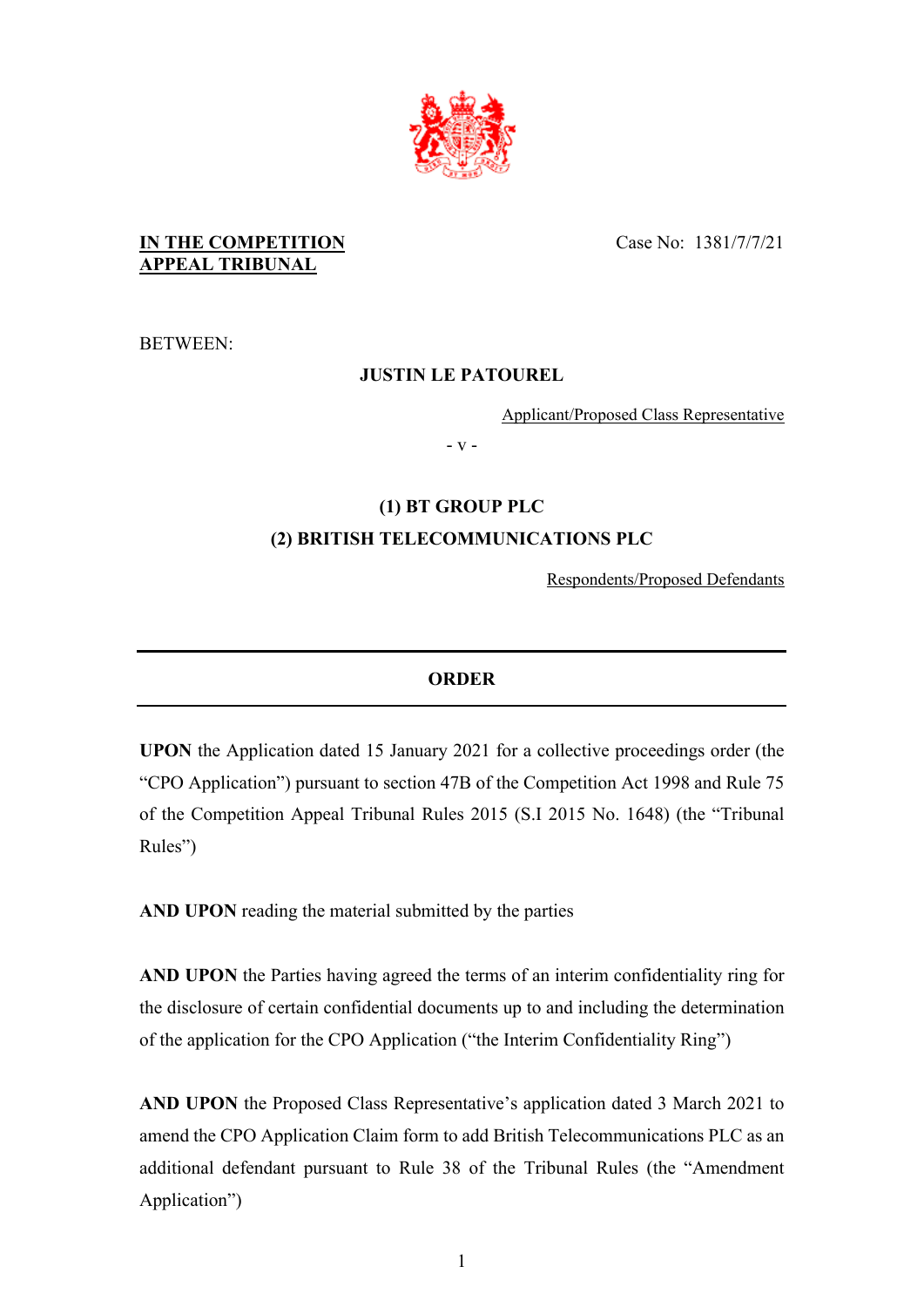**IN THE COMPETITION APPEAL TRIBUNAL**

Case No: 1381/7/7/21

BETWEEN:

**JUSTIN LE PATOUREL**

Applicant/Proposed Class Representative

- v -

**(1) BT GROUP PLC**

**(2) BRITISH TELECOMMUNICATIONS PLC**

Respondents/Proposed Defendants

---

**ORDER**

---

**UPON** the Application dated 15 January 2021 for a collective proceedings order (the "CPO Application") pursuant to section 47B of the Competition Act 1998 and Rule 75 of the Competition Appeal Tribunal Rules 2015 (S.I 2015 No. 1648) (the "Tribunal Rules")

**AND UPON** reading the material submitted by the parties

**AND UPON** the Parties having agreed the terms of an interim confidentiality ring for the disclosure of certain confidential documents up to and including the determination of the application for the CPO Application ("the Interim Confidentiality Ring")

**AND UPON** the Proposed Class Representative's application dated 3 March 2021 to amend the CPO Application Claim form to add British Telecommunications PLC as an additional defendant pursuant to Rule 38 of the Tribunal Rules (the "Amendment Application")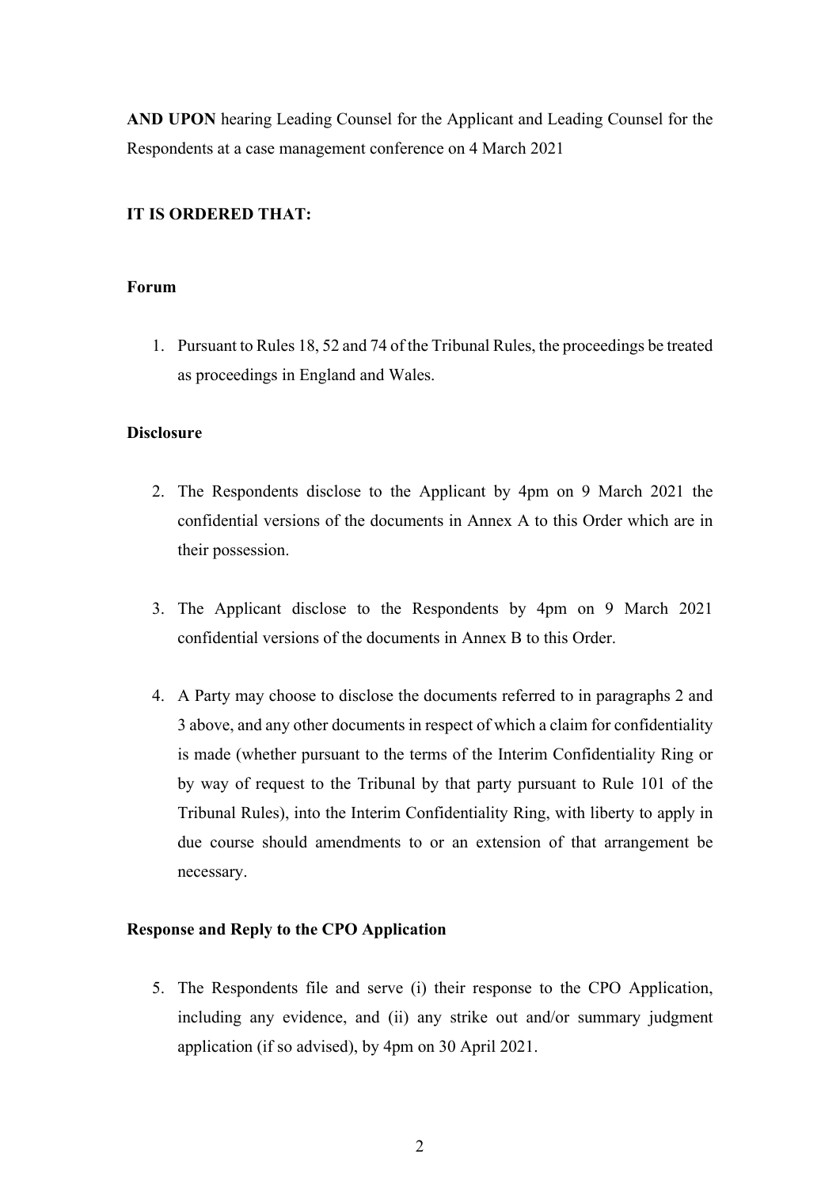**AND UPON** hearing Leading Counsel for the Applicant and Leading Counsel for the Respondents at a case management conference on 4 March 2021

**IT IS ORDERED THAT:**

**Forum**

1. Pursuant to Rules 18, 52 and 74 of the Tribunal Rules, the proceedings be treated as proceedings in England and Wales.

**Disclosure**

2. The Respondents disclose to the Applicant by 4pm on 9 March 2021 the confidential versions of the documents in Annex A to this Order which are in their possession.

3. The Applicant disclose to the Respondents by 4pm on 9 March 2021 confidential versions of the documents in Annex B to this Order.

4. A Party may choose to disclose the documents referred to in paragraphs 2 and 3 above, and any other documents in respect of which a claim for confidentiality is made (whether pursuant to the terms of the Interim Confidentiality Ring or by way of request to the Tribunal by that party pursuant to Rule 101 of the Tribunal Rules), into the Interim Confidentiality Ring, with liberty to apply in due course should amendments to or an extension of that arrangement be necessary.

**Response and Reply to the CPO Application**

5. The Respondents file and serve (i) their response to the CPO Application, including any evidence, and (ii) any strike out and/or summary judgment application (if so advised), by 4pm on 30 April 2021.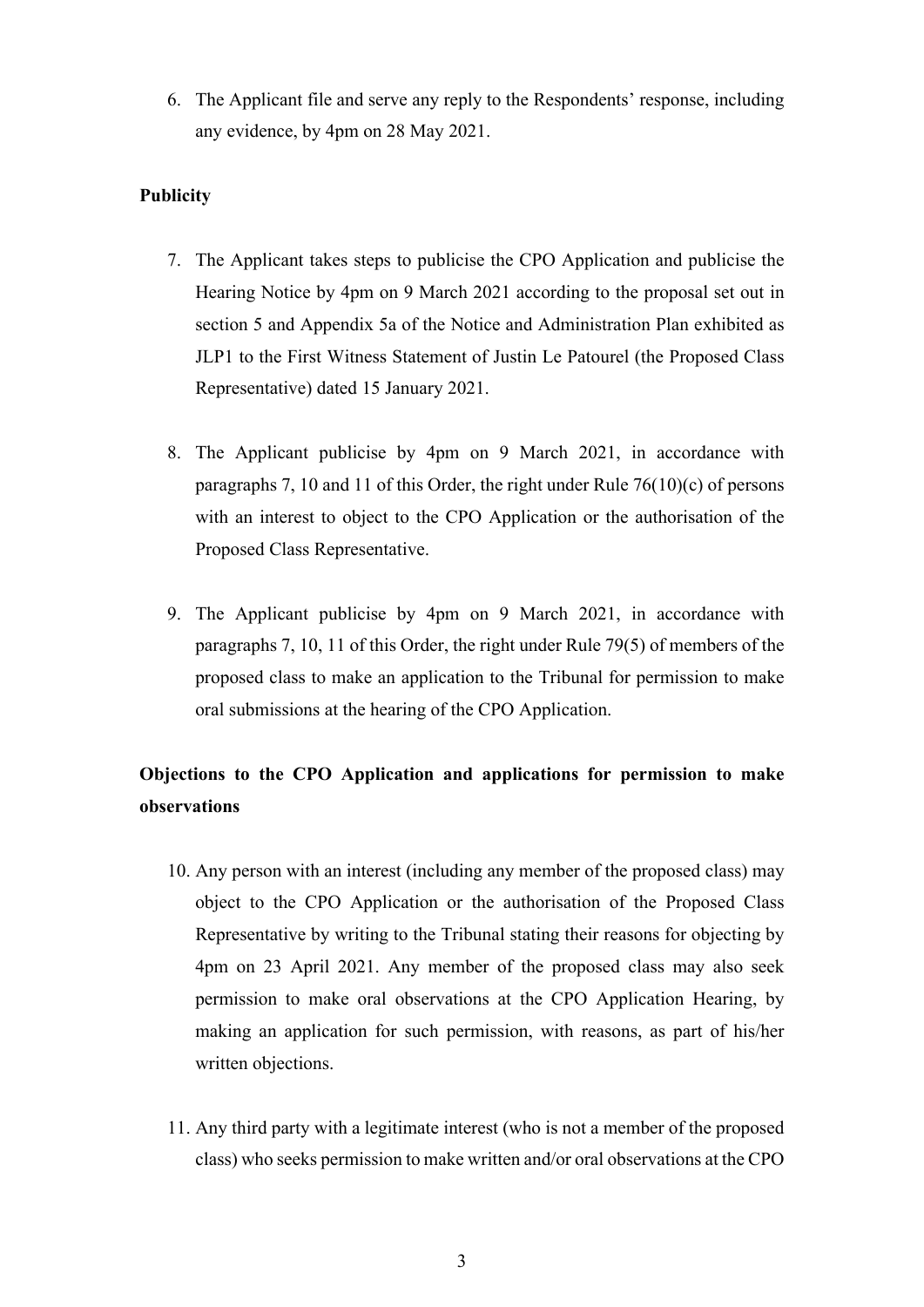6. The Applicant file and serve any reply to the Respondents' response, including any evidence, by 4pm on 28 May 2021.

**Publicity**

7. The Applicant takes steps to publicise the CPO Application and publicise the Hearing Notice by 4pm on 9 March 2021 according to the proposal set out in section 5 and Appendix 5a of the Notice and Administration Plan exhibited as JLP1 to the First Witness Statement of Justin Le Patourel (the Proposed Class Representative) dated 15 January 2021.

8. The Applicant publicise by 4pm on 9 March 2021, in accordance with paragraphs 7, 10 and 11 of this Order, the right under Rule 76(10)(c) of persons with an interest to object to the CPO Application or the authorisation of the Proposed Class Representative.

9. The Applicant publicise by 4pm on 9 March 2021, in accordance with paragraphs 7, 10, 11 of this Order, the right under Rule 79(5) of members of the proposed class to make an application to the Tribunal for permission to make oral submissions at the hearing of the CPO Application.

**Objections to the CPO Application and applications for permission to make observations**

10. Any person with an interest (including any member of the proposed class) may object to the CPO Application or the authorisation of the Proposed Class Representative by writing to the Tribunal stating their reasons for objecting by 4pm on 23 April 2021. Any member of the proposed class may also seek permission to make oral observations at the CPO Application Hearing, by making an application for such permission, with reasons, as part of his/her written objections.

11. Any third party with a legitimate interest (who is not a member of the proposed class) who seeks permission to make written and/or oral observations at the CPO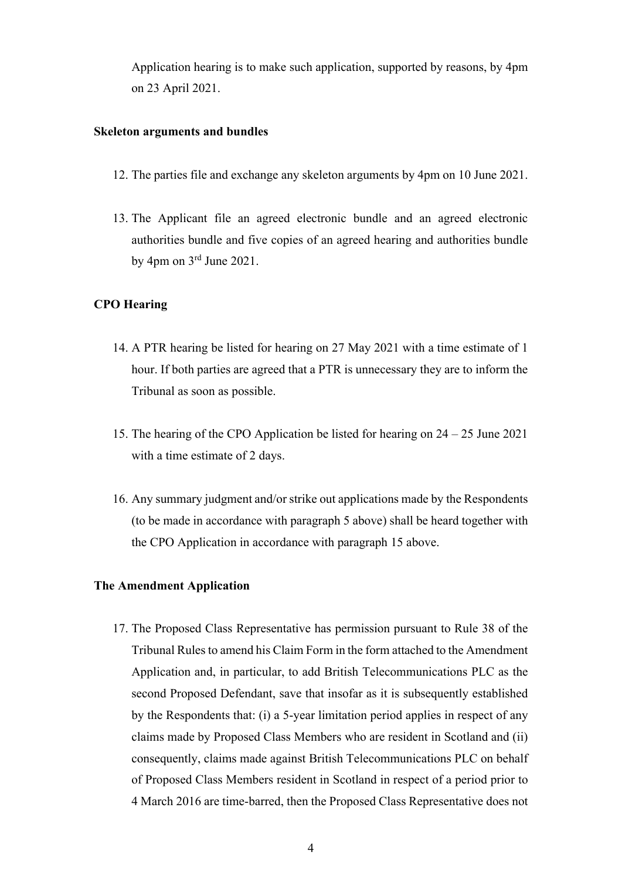Application hearing is to make such application, supported by reasons, by 4pm on 23 April 2021.

**Skeleton arguments and bundles**

12. The parties file and exchange any skeleton arguments by 4pm on 10 June 2021.

13. The Applicant file an agreed electronic bundle and an agreed electronic authorities bundle and five copies of an agreed hearing and authorities bundle by 4pm on 3rd June 2021.

**CPO Hearing**

14. A PTR hearing be listed for hearing on 27 May 2021 with a time estimate of 1 hour. If both parties are agreed that a PTR is unnecessary they are to inform the Tribunal as soon as possible.

15. The hearing of the CPO Application be listed for hearing on 24 – 25 June 2021 with a time estimate of 2 days.

16. Any summary judgment and/or strike out applications made by the Respondents (to be made in accordance with paragraph 5 above) shall be heard together with the CPO Application in accordance with paragraph 15 above.

**The Amendment Application**

17. The Proposed Class Representative has permission pursuant to Rule 38 of the Tribunal Rules to amend his Claim Form in the form attached to the Amendment Application and, in particular, to add British Telecommunications PLC as the second Proposed Defendant, save that insofar as it is subsequently established by the Respondents that: (i) a 5-year limitation period applies in respect of any claims made by Proposed Class Members who are resident in Scotland and (ii) consequently, claims made against British Telecommunications PLC on behalf of Proposed Class Members resident in Scotland in respect of a period prior to 4 March 2016 are time-barred, then the Proposed Class Representative does not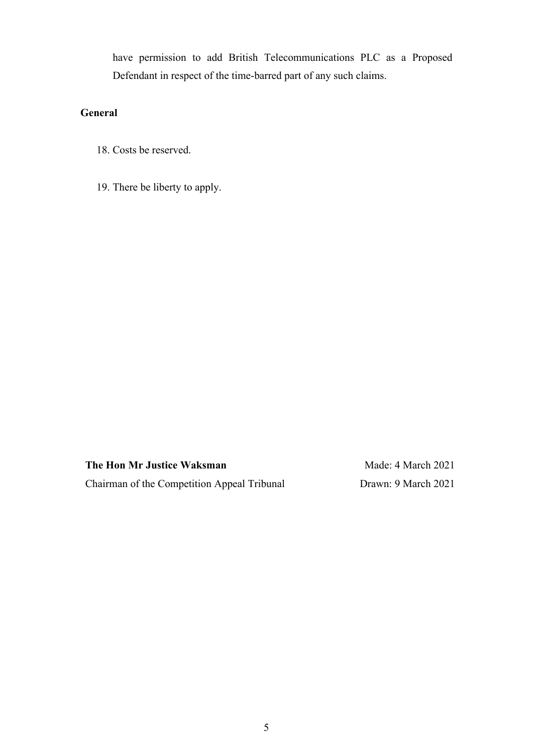have permission to add British Telecommunications PLC as a Proposed Defendant in respect of the time-barred part of any such claims.

**General**

18. Costs be reserved.

19. There be liberty to apply.

**The Hon Mr Justice Waksman** Made: 4 March 2021

Chairman of the Competition Appeal Tribunal Drawn: 9 March 2021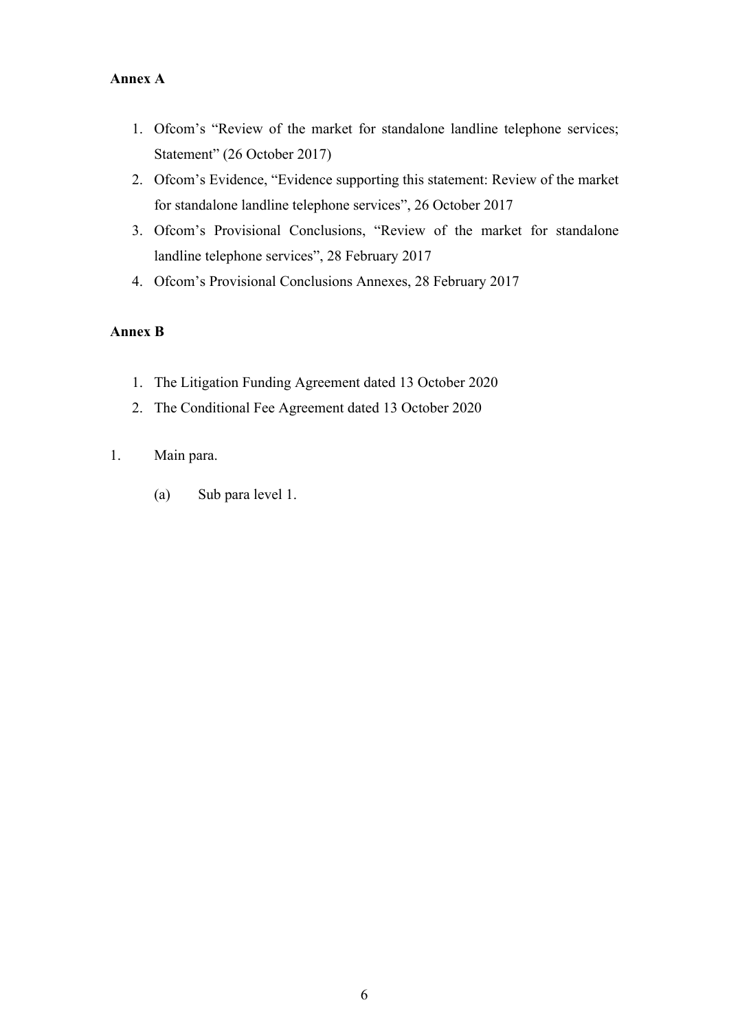**Annex A**

1. Ofcom's "Review of the market for standalone landline telephone services; Statement" (26 October 2017)
2. Ofcom's Evidence, "Evidence supporting this statement: Review of the market for standalone landline telephone services", 26 October 2017
3. Ofcom's Provisional Conclusions, "Review of the market for standalone landline telephone services", 28 February 2017
4. Ofcom's Provisional Conclusions Annexes, 28 February 2017

**Annex B**

1. The Litigation Funding Agreement dated 13 October 2020
2. The Conditional Fee Agreement dated 13 October 2020

1. Main para.

   (a) Sub para level 1.